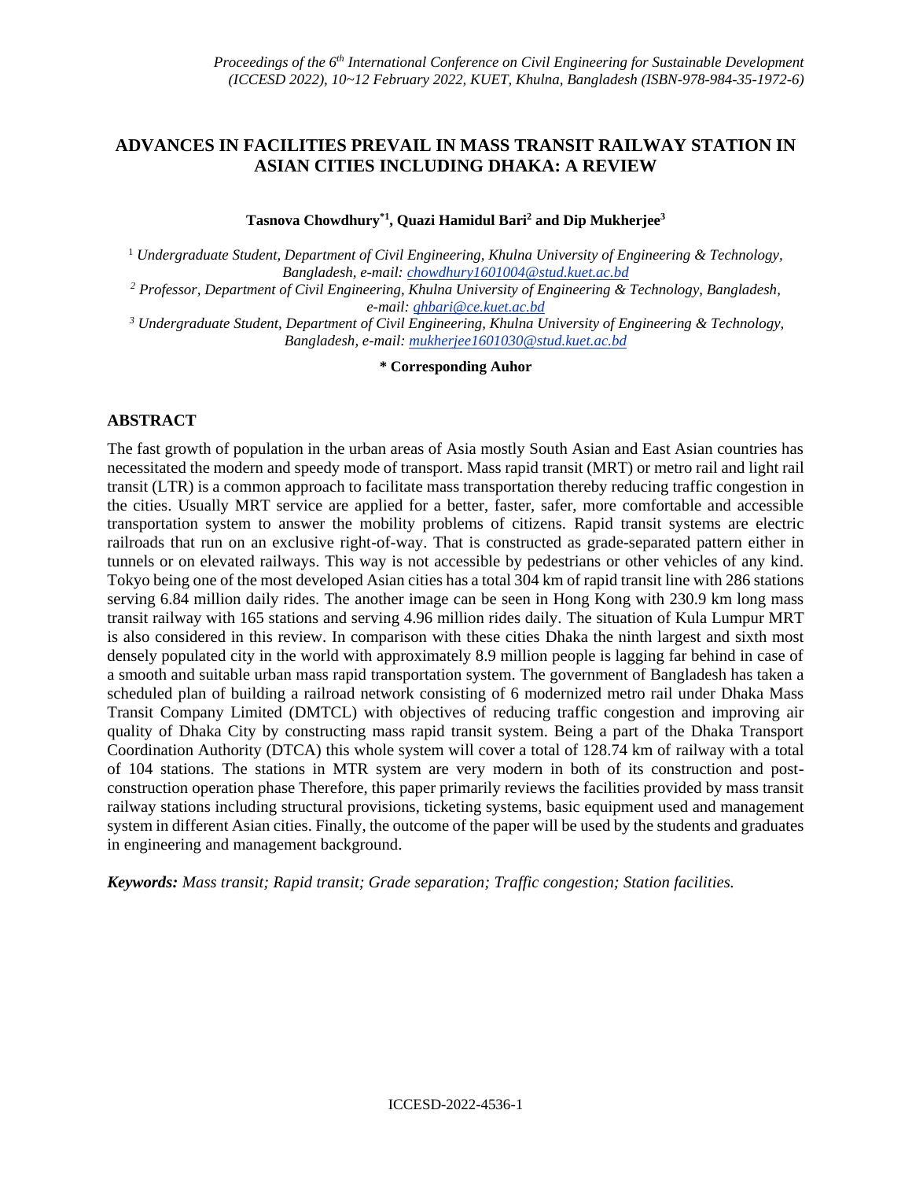# ADVANCES IN FACILITIES PREVAIL IN MASS TRANSIT RAILWAY STATION IN ASIAN CITIES INCLUDING DHAKA: A REVIEW

**Tasnova Chowdhury*[1], Quazi Hamidul Bari[2] and Dip Mukherjee[3]**

[1] *Undergraduate Student, Department of Civil Engineering, Khulna University of Engineering & Technology, Bangladesh, e-mail: chowdhury1601004@stud.kuet.ac.bd*

[2] *Professor, Department of Civil Engineering, Khulna University of Engineering & Technology, Bangladesh, e-mail: qhbari@ce.kuet.ac.bd*

[3] *Undergraduate Student, Department of Civil Engineering, Khulna University of Engineering & Technology, Bangladesh, e-mail: mukherjee1601030@stud.kuet.ac.bd*

**\* Corresponding Auhor**

## ABSTRACT

The fast growth of population in the urban areas of Asia mostly South Asian and East Asian countries has necessitated the modern and speedy mode of transport. Mass rapid transit (MRT) or metro rail and light rail transit (LTR) is a common approach to facilitate mass transportation thereby reducing traffic congestion in the cities. Usually MRT service are applied for a better, faster, safer, more comfortable and accessible transportation system to answer the mobility problems of citizens. Rapid transit systems are electric railroads that run on an exclusive right-of-way. That is constructed as grade-separated pattern either in tunnels or on elevated railways. This way is not accessible by pedestrians or other vehicles of any kind. Tokyo being one of the most developed Asian cities has a total 304 km of rapid transit line with 286 stations serving 6.84 million daily rides. The another image can be seen in Hong Kong with 230.9 km long mass transit railway with 165 stations and serving 4.96 million rides daily. The situation of Kula Lumpur MRT is also considered in this review. In comparison with these cities Dhaka the ninth largest and sixth most densely populated city in the world with approximately 8.9 million people is lagging far behind in case of a smooth and suitable urban mass rapid transportation system. The government of Bangladesh has taken a scheduled plan of building a railroad network consisting of 6 modernized metro rail under Dhaka Mass Transit Company Limited (DMTCL) with objectives of reducing traffic congestion and improving air quality of Dhaka City by constructing mass rapid transit system. Being a part of the Dhaka Transport Coordination Authority (DTCA) this whole system will cover a total of 128.74 km of railway with a total of 104 stations. The stations in MTR system are very modern in both of its construction and post-construction operation phase Therefore, this paper primarily reviews the facilities provided by mass transit railway stations including structural provisions, ticketing systems, basic equipment used and management system in different Asian cities. Finally, the outcome of the paper will be used by the students and graduates in engineering and management background.

***Keywords:*** *Mass transit; Rapid transit; Grade separation; Traffic congestion; Station facilities.*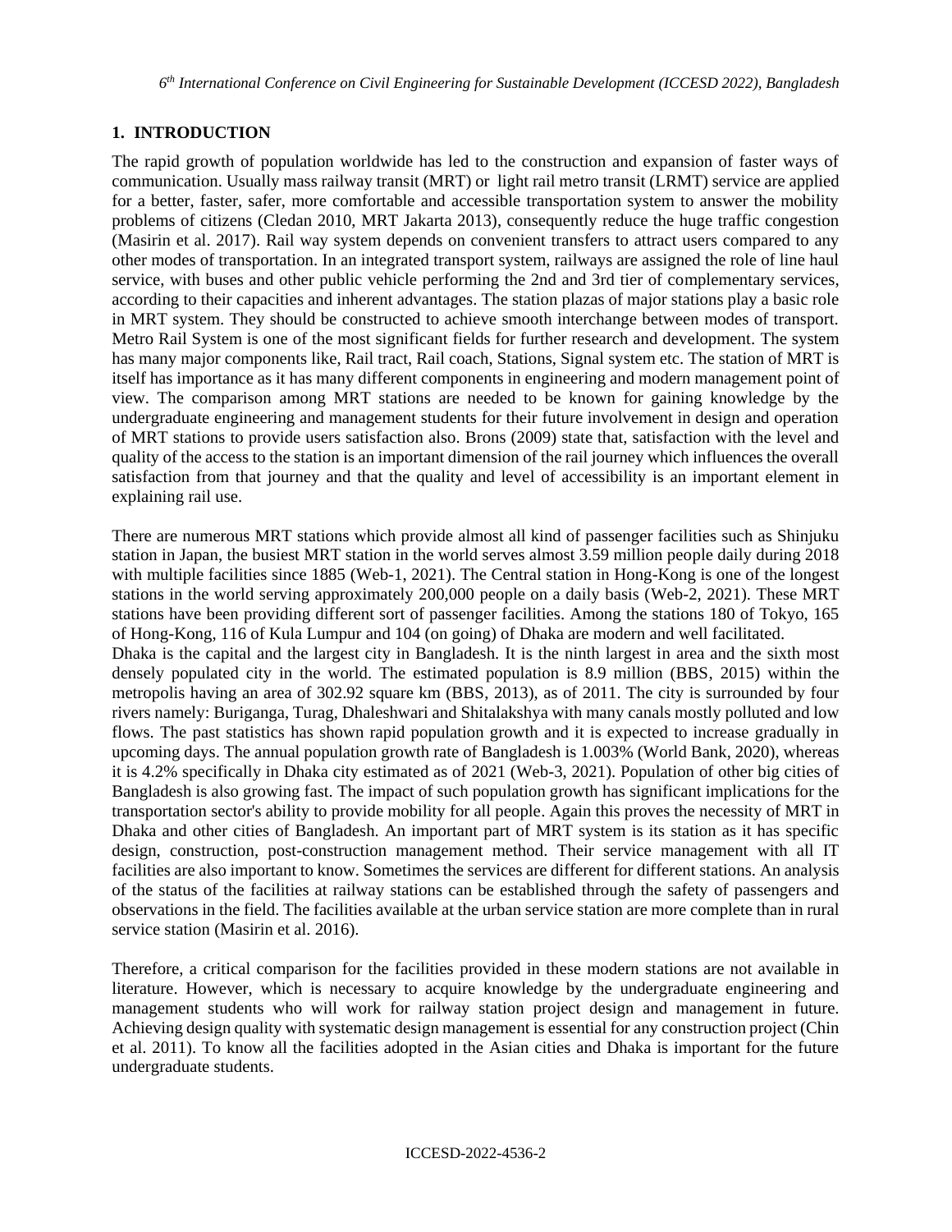## 1. INTRODUCTION

The rapid growth of population worldwide has led to the construction and expansion of faster ways of communication. Usually mass railway transit (MRT) or light rail metro transit (LRMT) service are applied for a better, faster, safer, more comfortable and accessible transportation system to answer the mobility problems of citizens (Cledan 2010, MRT Jakarta 2013), consequently reduce the huge traffic congestion (Masirin et al. 2017). Rail way system depends on convenient transfers to attract users compared to any other modes of transportation. In an integrated transport system, railways are assigned the role of line haul service, with buses and other public vehicle performing the 2nd and 3rd tier of complementary services, according to their capacities and inherent advantages. The station plazas of major stations play a basic role in MRT system. They should be constructed to achieve smooth interchange between modes of transport. Metro Rail System is one of the most significant fields for further research and development. The system has many major components like, Rail tract, Rail coach, Stations, Signal system etc. The station of MRT is itself has importance as it has many different components in engineering and modern management point of view. The comparison among MRT stations are needed to be known for gaining knowledge by the undergraduate engineering and management students for their future involvement in design and operation of MRT stations to provide users satisfaction also. Brons (2009) state that, satisfaction with the level and quality of the access to the station is an important dimension of the rail journey which influences the overall satisfaction from that journey and that the quality and level of accessibility is an important element in explaining rail use.

There are numerous MRT stations which provide almost all kind of passenger facilities such as Shinjuku station in Japan, the busiest MRT station in the world serves almost 3.59 million people daily during 2018 with multiple facilities since 1885 (Web-1, 2021). The Central station in Hong-Kong is one of the longest stations in the world serving approximately 200,000 people on a daily basis (Web-2, 2021). These MRT stations have been providing different sort of passenger facilities. Among the stations 180 of Tokyo, 165 of Hong-Kong, 116 of Kula Lumpur and 104 (on going) of Dhaka are modern and well facilitated.

Dhaka is the capital and the largest city in Bangladesh. It is the ninth largest in area and the sixth most densely populated city in the world. The estimated population is 8.9 million (BBS, 2015) within the metropolis having an area of 302.92 square km (BBS, 2013), as of 2011. The city is surrounded by four rivers namely: Buriganga, Turag, Dhaleshwari and Shitalakshya with many canals mostly polluted and low flows. The past statistics has shown rapid population growth and it is expected to increase gradually in upcoming days. The annual population growth rate of Bangladesh is 1.003% (World Bank, 2020), whereas it is 4.2% specifically in Dhaka city estimated as of 2021 (Web-3, 2021). Population of other big cities of Bangladesh is also growing fast. The impact of such population growth has significant implications for the transportation sector's ability to provide mobility for all people. Again this proves the necessity of MRT in Dhaka and other cities of Bangladesh. An important part of MRT system is its station as it has specific design, construction, post-construction management method. Their service management with all IT facilities are also important to know. Sometimes the services are different for different stations. An analysis of the status of the facilities at railway stations can be established through the safety of passengers and observations in the field. The facilities available at the urban service station are more complete than in rural service station (Masirin et al. 2016).

Therefore, a critical comparison for the facilities provided in these modern stations are not available in literature. However, which is necessary to acquire knowledge by the undergraduate engineering and management students who will work for railway station project design and management in future. Achieving design quality with systematic design management is essential for any construction project (Chin et al. 2011). To know all the facilities adopted in the Asian cities and Dhaka is important for the future undergraduate students.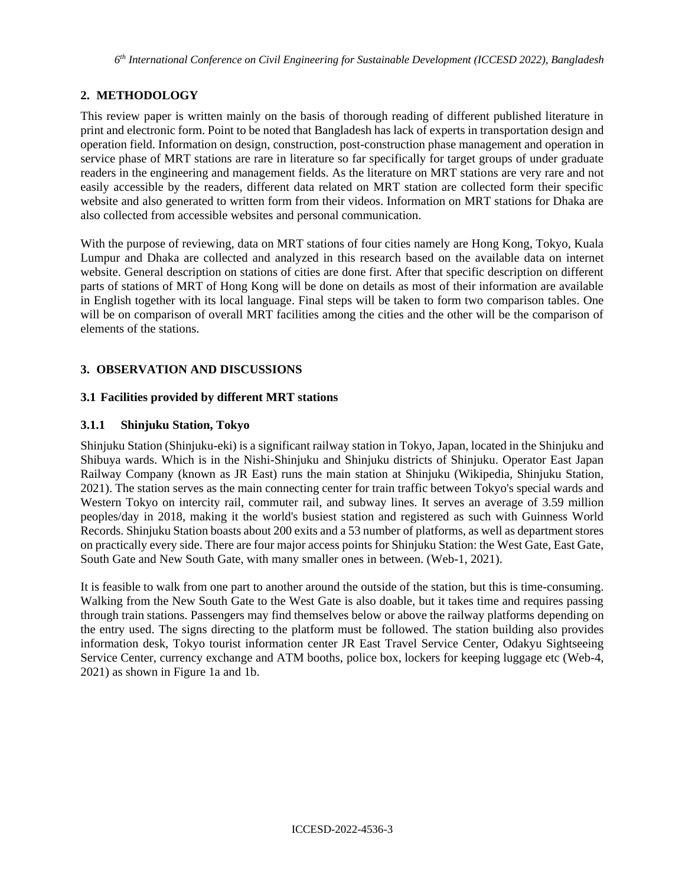## 2. METHODOLOGY

This review paper is written mainly on the basis of thorough reading of different published literature in print and electronic form. Point to be noted that Bangladesh has lack of experts in transportation design and operation field. Information on design, construction, post-construction phase management and operation in service phase of MRT stations are rare in literature so far specifically for target groups of under graduate readers in the engineering and management fields. As the literature on MRT stations are very rare and not easily accessible by the readers, different data related on MRT station are collected form their specific website and also generated to written form from their videos. Information on MRT stations for Dhaka are also collected from accessible websites and personal communication.

With the purpose of reviewing, data on MRT stations of four cities namely are Hong Kong, Tokyo, Kuala Lumpur and Dhaka are collected and analyzed in this research based on the available data on internet website. General description on stations of cities are done first. After that specific description on different parts of stations of MRT of Hong Kong will be done on details as most of their information are available in English together with its local language. Final steps will be taken to form two comparison tables. One will be on comparison of overall MRT facilities among the cities and the other will be the comparison of elements of the stations.

## 3. OBSERVATION AND DISCUSSIONS

### 3.1 Facilities provided by different MRT stations

#### 3.1.1 Shinjuku Station, Tokyo

Shinjuku Station (Shinjuku-eki) is a significant railway station in Tokyo, Japan, located in the Shinjuku and Shibuya wards. Which is in the Nishi-Shinjuku and Shinjuku districts of Shinjuku. Operator East Japan Railway Company (known as JR East) runs the main station at Shinjuku (Wikipedia, Shinjuku Station, 2021). The station serves as the main connecting center for train traffic between Tokyo's special wards and Western Tokyo on intercity rail, commuter rail, and subway lines. It serves an average of 3.59 million peoples/day in 2018, making it the world's busiest station and registered as such with Guinness World Records. Shinjuku Station boasts about 200 exits and a 53 number of platforms, as well as department stores on practically every side. There are four major access points for Shinjuku Station: the West Gate, East Gate, South Gate and New South Gate, with many smaller ones in between. (Web-1, 2021).

It is feasible to walk from one part to another around the outside of the station, but this is time-consuming. Walking from the New South Gate to the West Gate is also doable, but it takes time and requires passing through train stations. Passengers may find themselves below or above the railway platforms depending on the entry used. The signs directing to the platform must be followed. The station building also provides information desk, Tokyo tourist information center JR East Travel Service Center, Odakyu Sightseeing Service Center, currency exchange and ATM booths, police box, lockers for keeping luggage etc (Web-4, 2021) as shown in Figure 1a and 1b.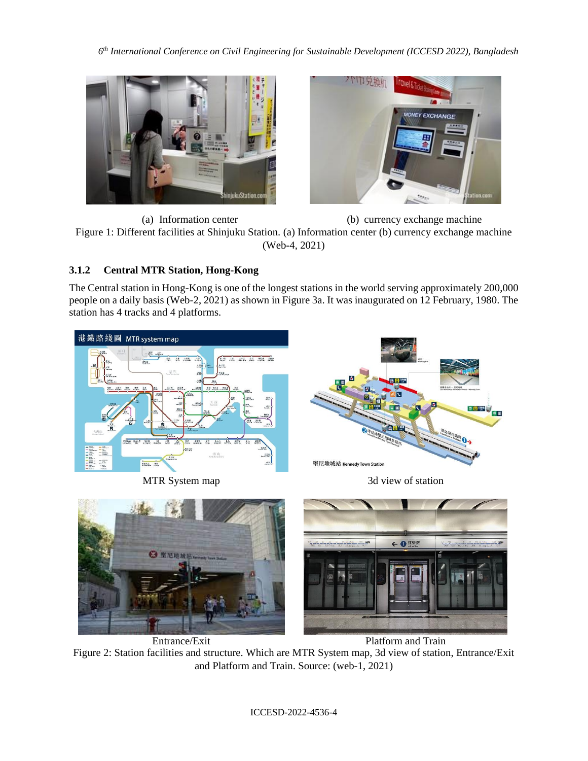(a) Information center

(b) currency exchange machine

Figure 1: Different facilities at Shinjuku Station. (a) Information center (b) currency exchange machine (Web-4, 2021)

### 3.1.2 Central MTR Station, Hong-Kong

The Central station in Hong-Kong is one of the longest stations in the world serving approximately 200,000 people on a daily basis (Web-2, 2021) as shown in Figure 3a. It was inaugurated on 12 February, 1980. The station has 4 tracks and 4 platforms.

MTR System map

3d view of station

Entrance/Exit

Platform and Train

Figure 2: Station facilities and structure. Which are MTR System map, 3d view of station, Entrance/Exit and Platform and Train. Source: (web-1, 2021)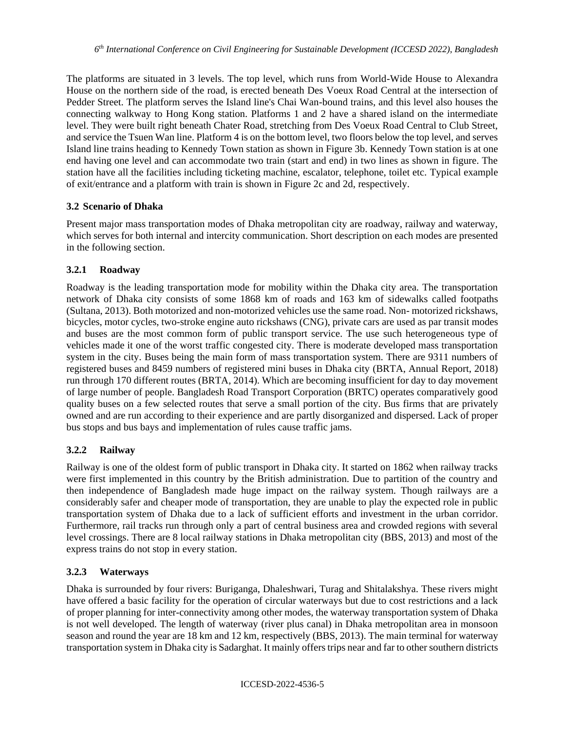The platforms are situated in 3 levels. The top level, which runs from World-Wide House to Alexandra House on the northern side of the road, is erected beneath Des Voeux Road Central at the intersection of Pedder Street. The platform serves the Island line's Chai Wan-bound trains, and this level also houses the connecting walkway to Hong Kong station. Platforms 1 and 2 have a shared island on the intermediate level. They were built right beneath Chater Road, stretching from Des Voeux Road Central to Club Street, and service the Tsuen Wan line. Platform 4 is on the bottom level, two floors below the top level, and serves Island line trains heading to Kennedy Town station as shown in Figure 3b. Kennedy Town station is at one end having one level and can accommodate two train (start and end) in two lines as shown in figure. The station have all the facilities including ticketing machine, escalator, telephone, toilet etc. Typical example of exit/entrance and a platform with train is shown in Figure 2c and 2d, respectively.

### 3.2 Scenario of Dhaka

Present major mass transportation modes of Dhaka metropolitan city are roadway, railway and waterway, which serves for both internal and intercity communication. Short description on each modes are presented in the following section.

#### 3.2.1 Roadway

Roadway is the leading transportation mode for mobility within the Dhaka city area. The transportation network of Dhaka city consists of some 1868 km of roads and 163 km of sidewalks called footpaths (Sultana, 2013). Both motorized and non-motorized vehicles use the same road. Non- motorized rickshaws, bicycles, motor cycles, two-stroke engine auto rickshaws (CNG), private cars are used as par transit modes and buses are the most common form of public transport service. The use such heterogeneous type of vehicles made it one of the worst traffic congested city. There is moderate developed mass transportation system in the city. Buses being the main form of mass transportation system. There are 9311 numbers of registered buses and 8459 numbers of registered mini buses in Dhaka city (BRTA, Annual Report, 2018) run through 170 different routes (BRTA, 2014). Which are becoming insufficient for day to day movement of large number of people. Bangladesh Road Transport Corporation (BRTC) operates comparatively good quality buses on a few selected routes that serve a small portion of the city. Bus firms that are privately owned and are run according to their experience and are partly disorganized and dispersed. Lack of proper bus stops and bus bays and implementation of rules cause traffic jams.

#### 3.2.2 Railway

Railway is one of the oldest form of public transport in Dhaka city. It started on 1862 when railway tracks were first implemented in this country by the British administration. Due to partition of the country and then independence of Bangladesh made huge impact on the railway system. Though railways are a considerably safer and cheaper mode of transportation, they are unable to play the expected role in public transportation system of Dhaka due to a lack of sufficient efforts and investment in the urban corridor. Furthermore, rail tracks run through only a part of central business area and crowded regions with several level crossings. There are 8 local railway stations in Dhaka metropolitan city (BBS, 2013) and most of the express trains do not stop in every station.

#### 3.2.3 Waterways

Dhaka is surrounded by four rivers: Buriganga, Dhaleshwari, Turag and Shitalakshya. These rivers might have offered a basic facility for the operation of circular waterways but due to cost restrictions and a lack of proper planning for inter-connectivity among other modes, the waterway transportation system of Dhaka is not well developed. The length of waterway (river plus canal) in Dhaka metropolitan area in monsoon season and round the year are 18 km and 12 km, respectively (BBS, 2013). The main terminal for waterway transportation system in Dhaka city is Sadarghat. It mainly offers trips near and far to other southern districts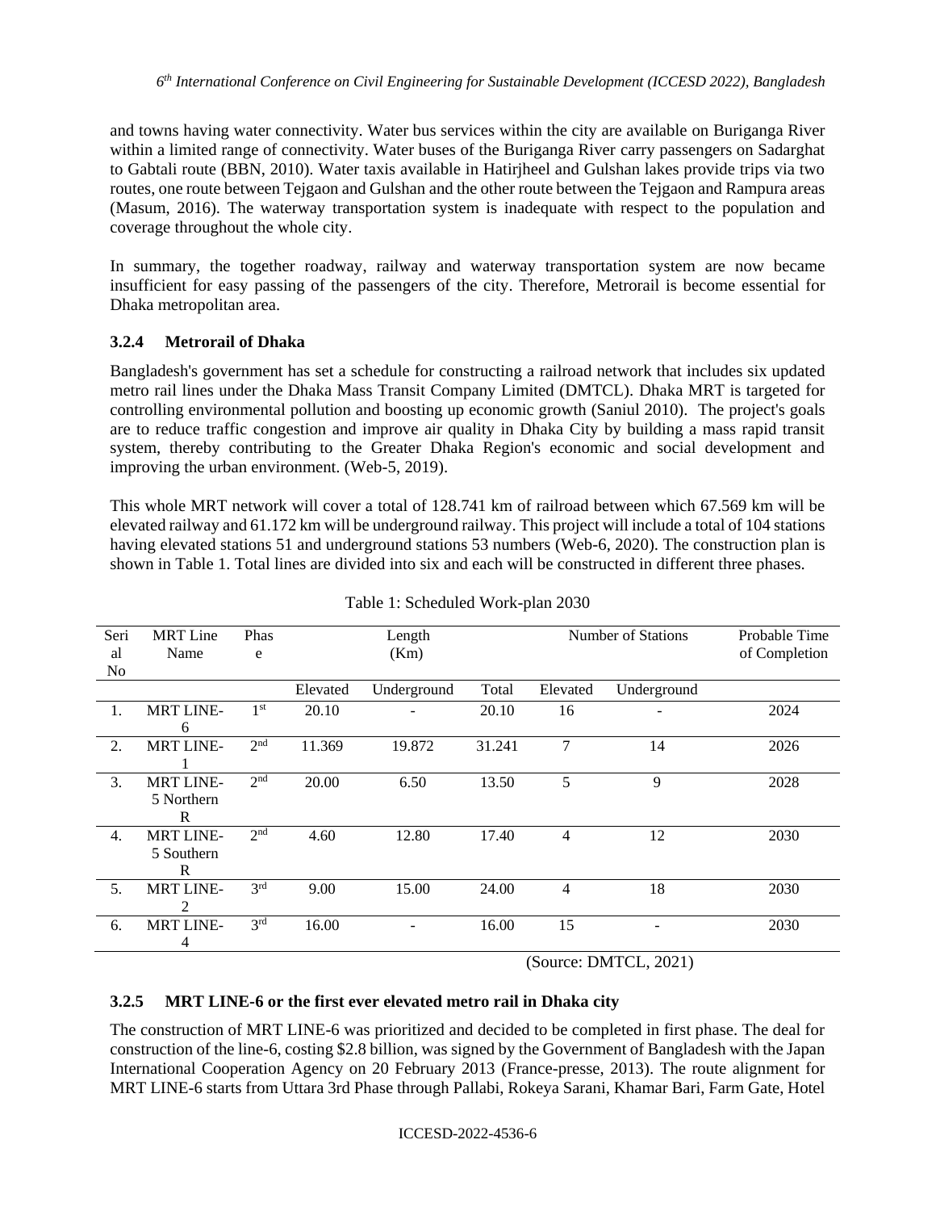and towns having water connectivity. Water bus services within the city are available on Buriganga River within a limited range of connectivity. Water buses of the Buriganga River carry passengers on Sadarghat to Gabtali route (BBN, 2010). Water taxis available in Hatirjheel and Gulshan lakes provide trips via two routes, one route between Tejgaon and Gulshan and the other route between the Tejgaon and Rampura areas (Masum, 2016). The waterway transportation system is inadequate with respect to the population and coverage throughout the whole city.

In summary, the together roadway, railway and waterway transportation system are now became insufficient for easy passing of the passengers of the city. Therefore, Metrorail is become essential for Dhaka metropolitan area.

### 3.2.4 Metrorail of Dhaka

Bangladesh's government has set a schedule for constructing a railroad network that includes six updated metro rail lines under the Dhaka Mass Transit Company Limited (DMTCL). Dhaka MRT is targeted for controlling environmental pollution and boosting up economic growth (Saniul 2010). The project's goals are to reduce traffic congestion and improve air quality in Dhaka City by building a mass rapid transit system, thereby contributing to the Greater Dhaka Region's economic and social development and improving the urban environment. (Web-5, 2019).

This whole MRT network will cover a total of 128.741 km of railroad between which 67.569 km will be elevated railway and 61.172 km will be underground railway. This project will include a total of 104 stations having elevated stations 51 and underground stations 53 numbers (Web-6, 2020). The construction plan is shown in Table 1. Total lines are divided into six and each will be constructed in different three phases.

Table 1: Scheduled Work-plan 2030

| Serial No | MRT Line Name | Phase | Length (Km) | | | Number of Stations | | Probable Time of Completion |
|---|---|---|---|---|---|---|---|---|
| | | | Elevated | Underground | Total | Elevated | Underground | |
| 1. | MRT LINE-6 | 1st | 20.10 | - | 20.10 | 16 | - | 2024 |
| 2. | MRT LINE-1 | 2nd | 11.369 | 19.872 | 31.241 | 7 | 14 | 2026 |
| 3. | MRT LINE-5 Northern R | 2nd | 20.00 | 6.50 | 13.50 | 5 | 9 | 2028 |
| 4. | MRT LINE-5 Southern R | 2nd | 4.60 | 12.80 | 17.40 | 4 | 12 | 2030 |
| 5. | MRT LINE-2 | 3rd | 9.00 | 15.00 | 24.00 | 4 | 18 | 2030 |
| 6. | MRT LINE-4 | 3rd | 16.00 | - | 16.00 | 15 | - | 2030 |

(Source: DMTCL, 2021)

### 3.2.5 MRT LINE-6 or the first ever elevated metro rail in Dhaka city

The construction of MRT LINE-6 was prioritized and decided to be completed in first phase. The deal for construction of the line-6, costing \$2.8 billion, was signed by the Government of Bangladesh with the Japan International Cooperation Agency on 20 February 2013 (France-presse, 2013). The route alignment for MRT LINE-6 starts from Uttara 3rd Phase through Pallabi, Rokeya Sarani, Khamar Bari, Farm Gate, Hotel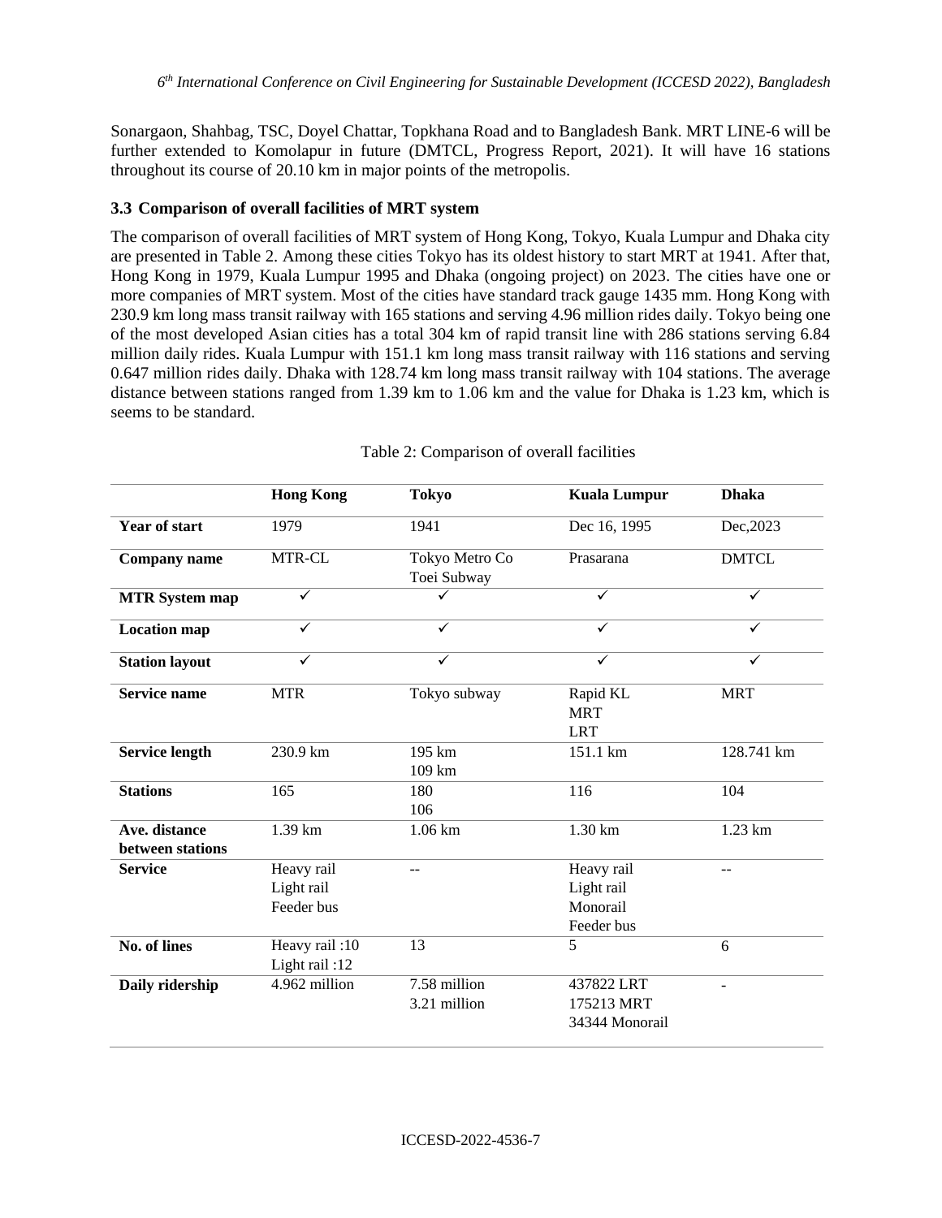Sonargaon, Shahbag, TSC, Doyel Chattar, Topkhana Road and to Bangladesh Bank. MRT LINE-6 will be further extended to Komolapur in future (DMTCL, Progress Report, 2021). It will have 16 stations throughout its course of 20.10 km in major points of the metropolis.

### 3.3 Comparison of overall facilities of MRT system

The comparison of overall facilities of MRT system of Hong Kong, Tokyo, Kuala Lumpur and Dhaka city are presented in Table 2. Among these cities Tokyo has its oldest history to start MRT at 1941. After that, Hong Kong in 1979, Kuala Lumpur 1995 and Dhaka (ongoing project) on 2023. The cities have one or more companies of MRT system. Most of the cities have standard track gauge 1435 mm. Hong Kong with 230.9 km long mass transit railway with 165 stations and serving 4.96 million rides daily. Tokyo being one of the most developed Asian cities has a total 304 km of rapid transit line with 286 stations serving 6.84 million daily rides. Kuala Lumpur with 151.1 km long mass transit railway with 116 stations and serving 0.647 million rides daily. Dhaka with 128.74 km long mass transit railway with 104 stations. The average distance between stations ranged from 1.39 km to 1.06 km and the value for Dhaka is 1.23 km, which is seems to be standard.

Table 2: Comparison of overall facilities

| | **Hong Kong** | **Tokyo** | **Kuala Lumpur** | **Dhaka** |
|---|---|---|---|---|
| **Year of start** | 1979 | 1941 | Dec 16, 1995 | Dec,2023 |
| **Company name** | MTR-CL | Tokyo Metro Co<br>Toei Subway | Prasarana | DMTCL |
| **MTR System map** | ✓ | ✓ | ✓ | ✓ |
| **Location map** | ✓ | ✓ | ✓ | ✓ |
| **Station layout** | ✓ | ✓ | ✓ | ✓ |
| **Service name** | MTR | Tokyo subway | Rapid KL<br>MRT<br>LRT | MRT |
| **Service length** | 230.9 km | 195 km<br>109 km | 151.1 km | 128.741 km |
| **Stations** | 165 | 180<br>106 | 116 | 104 |
| **Ave. distance between stations** | 1.39 km | 1.06 km | 1.30 km | 1.23 km |
| **Service** | Heavy rail<br>Light rail<br>Feeder bus | -- | Heavy rail<br>Light rail<br>Monorail<br>Feeder bus | -- |
| **No. of lines** | Heavy rail :10<br>Light rail :12 | 13 | 5 | 6 |
| **Daily ridership** | 4.962 million | 7.58 million<br>3.21 million | 437822 LRT<br>175213 MRT<br>34344 Monorail | - |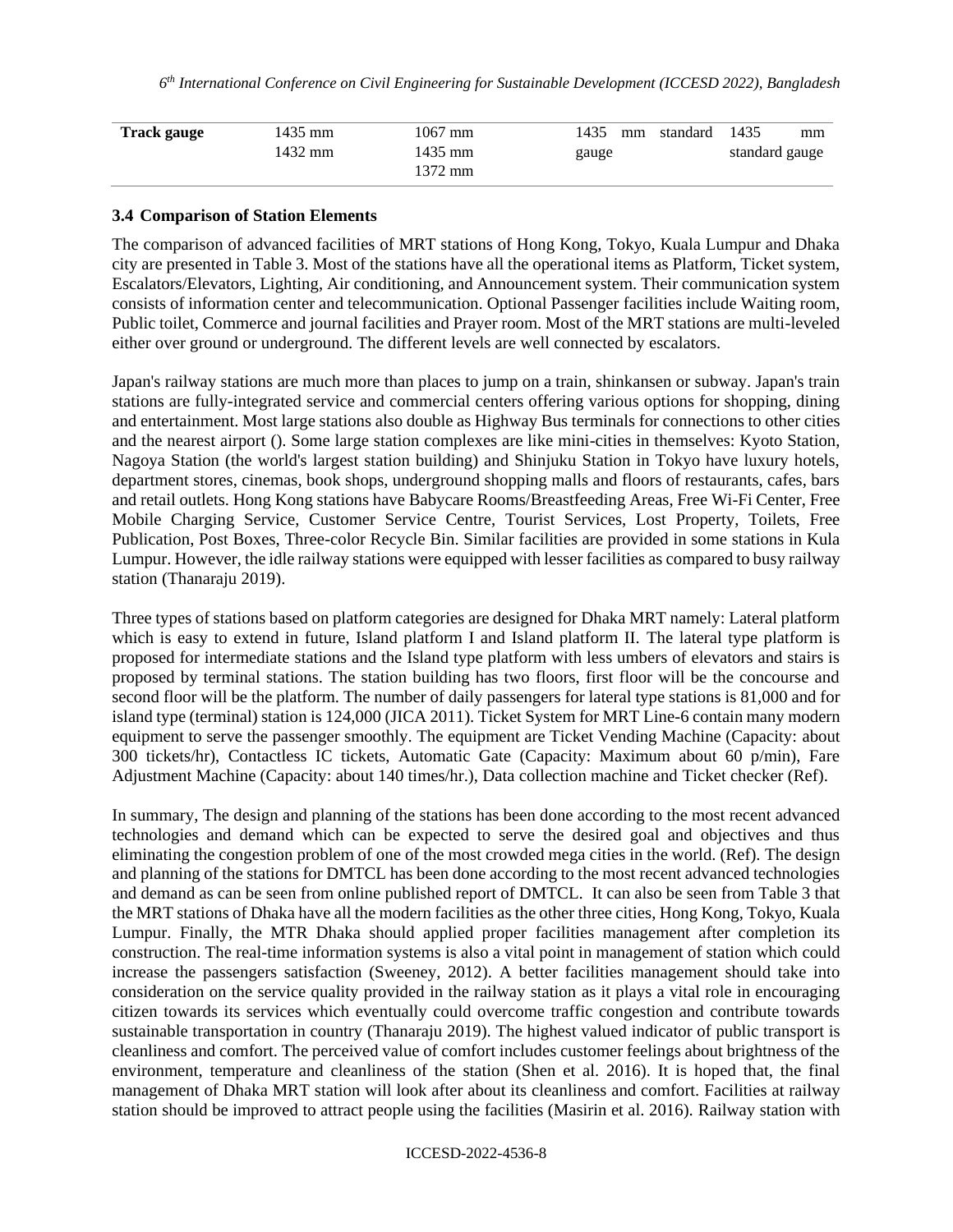| Track gauge | 1435 mm<br>1432 mm | 1067 mm<br>1435 mm<br>1372 mm | 1435 mm standard gauge | 1435 mm standard gauge |
|---|---|---|---|---|

### 3.4 Comparison of Station Elements

The comparison of advanced facilities of MRT stations of Hong Kong, Tokyo, Kuala Lumpur and Dhaka city are presented in Table 3. Most of the stations have all the operational items as Platform, Ticket system, Escalators/Elevators, Lighting, Air conditioning, and Announcement system. Their communication system consists of information center and telecommunication. Optional Passenger facilities include Waiting room, Public toilet, Commerce and journal facilities and Prayer room. Most of the MRT stations are multi-leveled either over ground or underground. The different levels are well connected by escalators.

Japan's railway stations are much more than places to jump on a train, shinkansen or subway. Japan's train stations are fully-integrated service and commercial centers offering various options for shopping, dining and entertainment. Most large stations also double as Highway Bus terminals for connections to other cities and the nearest airport (). Some large station complexes are like mini-cities in themselves: Kyoto Station, Nagoya Station (the world's largest station building) and Shinjuku Station in Tokyo have luxury hotels, department stores, cinemas, book shops, underground shopping malls and floors of restaurants, cafes, bars and retail outlets. Hong Kong stations have Babycare Rooms/Breastfeeding Areas, Free Wi-Fi Center, Free Mobile Charging Service, Customer Service Centre, Tourist Services, Lost Property, Toilets, Free Publication, Post Boxes, Three-color Recycle Bin. Similar facilities are provided in some stations in Kula Lumpur. However, the idle railway stations were equipped with lesser facilities as compared to busy railway station (Thanaraju 2019).

Three types of stations based on platform categories are designed for Dhaka MRT namely: Lateral platform which is easy to extend in future, Island platform I and Island platform II. The lateral type platform is proposed for intermediate stations and the Island type platform with less umbers of elevators and stairs is proposed by terminal stations. The station building has two floors, first floor will be the concourse and second floor will be the platform. The number of daily passengers for lateral type stations is 81,000 and for island type (terminal) station is 124,000 (JICA 2011). Ticket System for MRT Line-6 contain many modern equipment to serve the passenger smoothly. The equipment are Ticket Vending Machine (Capacity: about 300 tickets/hr), Contactless IC tickets, Automatic Gate (Capacity: Maximum about 60 p/min), Fare Adjustment Machine (Capacity: about 140 times/hr.), Data collection machine and Ticket checker (Ref).

In summary, The design and planning of the stations has been done according to the most recent advanced technologies and demand which can be expected to serve the desired goal and objectives and thus eliminating the congestion problem of one of the most crowded mega cities in the world. (Ref). The design and planning of the stations for DMTCL has been done according to the most recent advanced technologies and demand as can be seen from online published report of DMTCL. It can also be seen from Table 3 that the MRT stations of Dhaka have all the modern facilities as the other three cities, Hong Kong, Tokyo, Kuala Lumpur. Finally, the MTR Dhaka should applied proper facilities management after completion its construction. The real-time information systems is also a vital point in management of station which could increase the passengers satisfaction (Sweeney, 2012). A better facilities management should take into consideration on the service quality provided in the railway station as it plays a vital role in encouraging citizen towards its services which eventually could overcome traffic congestion and contribute towards sustainable transportation in country (Thanaraju 2019). The highest valued indicator of public transport is cleanliness and comfort. The perceived value of comfort includes customer feelings about brightness of the environment, temperature and cleanliness of the station (Shen et al. 2016). It is hoped that, the final management of Dhaka MRT station will look after about its cleanliness and comfort. Facilities at railway station should be improved to attract people using the facilities (Masirin et al. 2016). Railway station with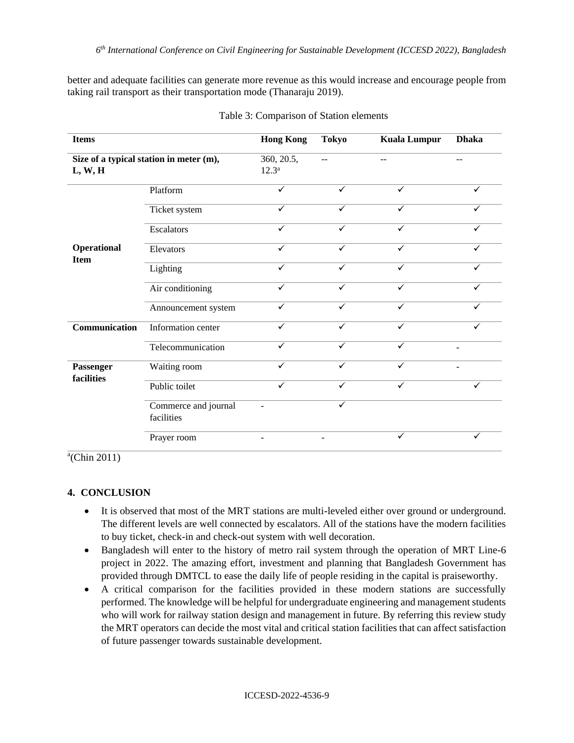better and adequate facilities can generate more revenue as this would increase and encourage people from taking rail transport as their transportation mode (Thanaraju 2019).

Table 3: Comparison of Station elements

| Items | | Hong Kong | Tokyo | Kuala Lumpur | Dhaka |
|---|---|---|---|---|---|
| **Size of a typical station in meter (m), L, W, H** | | 360, 20.5, 12.3[a] | -- | -- | -- |
| **Operational Item** | Platform | ✓ | ✓ | ✓ | ✓ |
| | Ticket system | ✓ | ✓ | ✓ | ✓ |
| | Escalators | ✓ | ✓ | ✓ | ✓ |
| | Elevators | ✓ | ✓ | ✓ | ✓ |
| | Lighting | ✓ | ✓ | ✓ | ✓ |
| | Air conditioning | ✓ | ✓ | ✓ | ✓ |
| | Announcement system | ✓ | ✓ | ✓ | ✓ |
| **Communication** | Information center | ✓ | ✓ | ✓ | ✓ |
| | Telecommunication | ✓ | ✓ | ✓ | - |
| **Passenger facilities** | Waiting room | ✓ | ✓ | ✓ | - |
| | Public toilet | ✓ | ✓ | ✓ | ✓ |
| | Commerce and journal facilities | - | ✓ | | |
| | Prayer room | - | - | ✓ | ✓ |

[a](Chin 2011)

## 4. CONCLUSION

- It is observed that most of the MRT stations are multi-leveled either over ground or underground. The different levels are well connected by escalators. All of the stations have the modern facilities to buy ticket, check-in and check-out system with well decoration.
- Bangladesh will enter to the history of metro rail system through the operation of MRT Line-6 project in 2022. The amazing effort, investment and planning that Bangladesh Government has provided through DMTCL to ease the daily life of people residing in the capital is praiseworthy.
- A critical comparison for the facilities provided in these modern stations are successfully performed. The knowledge will be helpful for undergraduate engineering and management students who will work for railway station design and management in future. By referring this review study the MRT operators can decide the most vital and critical station facilities that can affect satisfaction of future passenger towards sustainable development.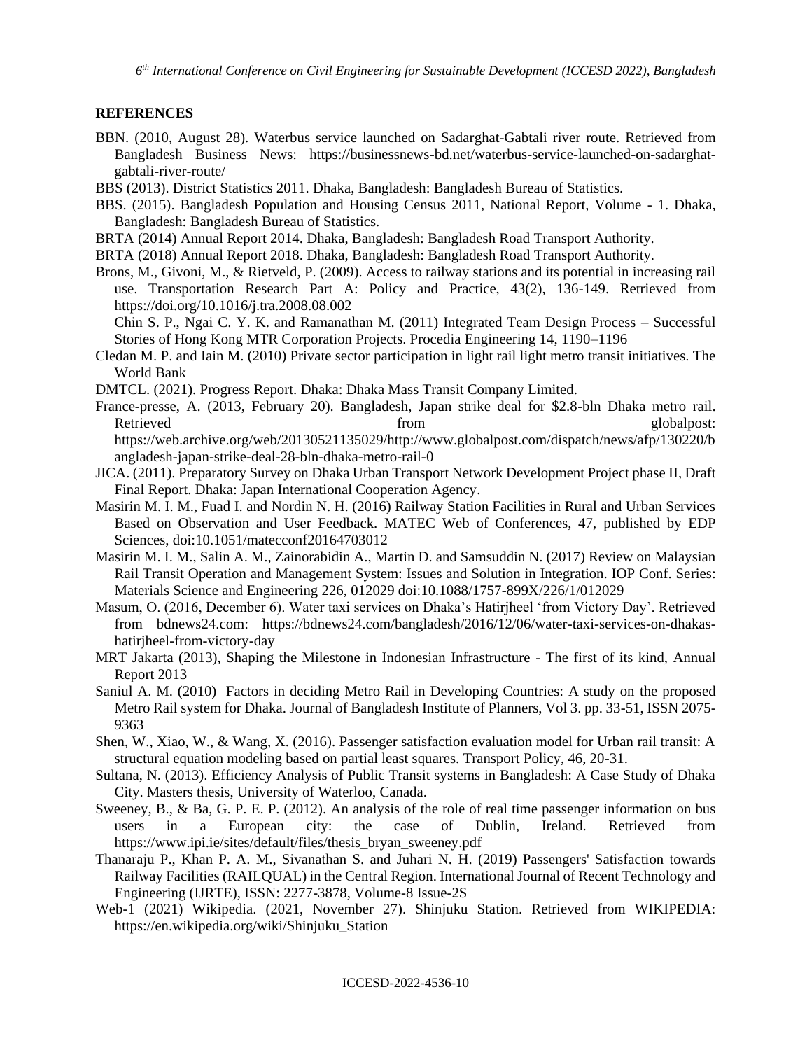## REFERENCES

BBN. (2010, August 28). Waterbus service launched on Sadarghat-Gabtali river route. Retrieved from Bangladesh Business News: https://businessnews-bd.net/waterbus-service-launched-on-sadarghat-gabtali-river-route/

BBS (2013). District Statistics 2011. Dhaka, Bangladesh: Bangladesh Bureau of Statistics.

BBS. (2015). Bangladesh Population and Housing Census 2011, National Report, Volume - 1. Dhaka, Bangladesh: Bangladesh Bureau of Statistics.

BRTA (2014) Annual Report 2014. Dhaka, Bangladesh: Bangladesh Road Transport Authority.

BRTA (2018) Annual Report 2018. Dhaka, Bangladesh: Bangladesh Road Transport Authority.

Brons, M., Givoni, M., & Rietveld, P. (2009). Access to railway stations and its potential in increasing rail use. Transportation Research Part A: Policy and Practice, 43(2), 136-149. Retrieved from https://doi.org/10.1016/j.tra.2008.08.002

Chin S. P., Ngai C. Y. K. and Ramanathan M. (2011) Integrated Team Design Process – Successful Stories of Hong Kong MTR Corporation Projects. Procedia Engineering 14, 1190–1196

Cledan M. P. and Iain M. (2010) Private sector participation in light rail light metro transit initiatives. The World Bank

DMTCL. (2021). Progress Report. Dhaka: Dhaka Mass Transit Company Limited.

France-presse, A. (2013, February 20). Bangladesh, Japan strike deal for $2.8-bln Dhaka metro rail. Retrieved from globalpost: https://web.archive.org/web/20130521135029/http://www.globalpost.com/dispatch/news/afp/130220/bangladesh-japan-strike-deal-28-bln-dhaka-metro-rail-0

JICA. (2011). Preparatory Survey on Dhaka Urban Transport Network Development Project phase II, Draft Final Report. Dhaka: Japan International Cooperation Agency.

Masirin M. I. M., Fuad I. and Nordin N. H. (2016) Railway Station Facilities in Rural and Urban Services Based on Observation and User Feedback. MATEC Web of Conferences, 47, published by EDP Sciences, doi:10.1051/matecconf20164703012

Masirin M. I. M., Salin A. M., Zainorabidin A., Martin D. and Samsuddin N. (2017) Review on Malaysian Rail Transit Operation and Management System: Issues and Solution in Integration. IOP Conf. Series: Materials Science and Engineering 226, 012029 doi:10.1088/1757-899X/226/1/012029

Masum, O. (2016, December 6). Water taxi services on Dhaka's Hatirjheel 'from Victory Day'. Retrieved from bdnews24.com: https://bdnews24.com/bangladesh/2016/12/06/water-taxi-services-on-dhakas-hatirjheel-from-victory-day

MRT Jakarta (2013), Shaping the Milestone in Indonesian Infrastructure - The first of its kind, Annual Report 2013

Saniul A. M. (2010) Factors in deciding Metro Rail in Developing Countries: A study on the proposed Metro Rail system for Dhaka. Journal of Bangladesh Institute of Planners, Vol 3. pp. 33-51, ISSN 2075-9363

Shen, W., Xiao, W., & Wang, X. (2016). Passenger satisfaction evaluation model for Urban rail transit: A structural equation modeling based on partial least squares. Transport Policy, 46, 20-31.

Sultana, N. (2013). Efficiency Analysis of Public Transit systems in Bangladesh: A Case Study of Dhaka City. Masters thesis, University of Waterloo, Canada.

Sweeney, B., & Ba, G. P. E. P. (2012). An analysis of the role of real time passenger information on bus users in a European city: the case of Dublin, Ireland. Retrieved from https://www.ipi.ie/sites/default/files/thesis_bryan_sweeney.pdf

Thanaraju P., Khan P. A. M., Sivanathan S. and Juhari N. H. (2019) Passengers' Satisfaction towards Railway Facilities (RAILQUAL) in the Central Region. International Journal of Recent Technology and Engineering (IJRTE), ISSN: 2277-3878, Volume-8 Issue-2S

Web-1 (2021) Wikipedia. (2021, November 27). Shinjuku Station. Retrieved from WIKIPEDIA: https://en.wikipedia.org/wiki/Shinjuku_Station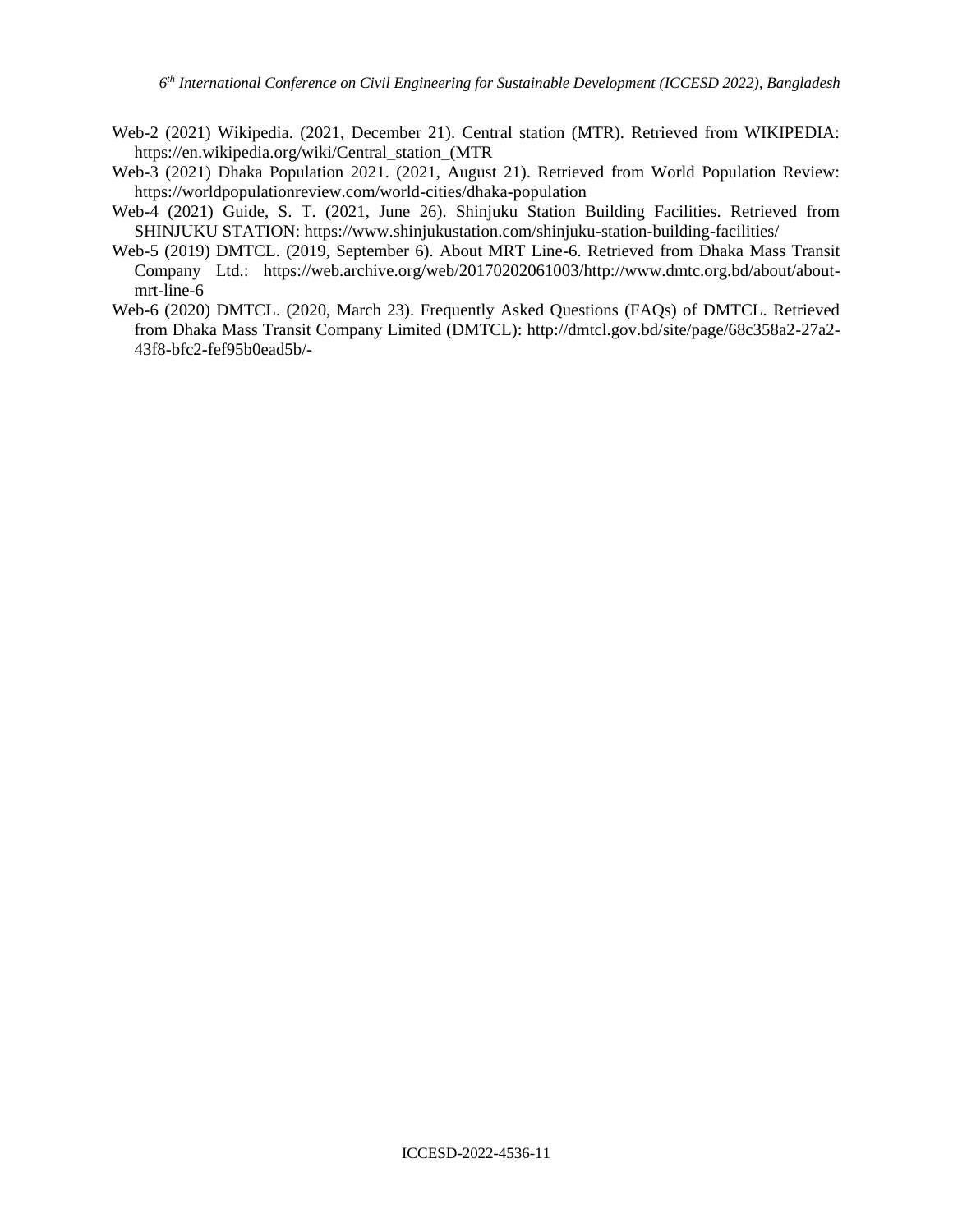Web-2 (2021) Wikipedia. (2021, December 21). Central station (MTR). Retrieved from WIKIPEDIA: https://en.wikipedia.org/wiki/Central_station_(MTR

Web-3 (2021) Dhaka Population 2021. (2021, August 21). Retrieved from World Population Review: https://worldpopulationreview.com/world-cities/dhaka-population

Web-4 (2021) Guide, S. T. (2021, June 26). Shinjuku Station Building Facilities. Retrieved from SHINJUKU STATION: https://www.shinjukustation.com/shinjuku-station-building-facilities/

Web-5 (2019) DMTCL. (2019, September 6). About MRT Line-6. Retrieved from Dhaka Mass Transit Company Ltd.: https://web.archive.org/web/20170202061003/http://www.dmtc.org.bd/about/about-mrt-line-6

Web-6 (2020) DMTCL. (2020, March 23). Frequently Asked Questions (FAQs) of DMTCL. Retrieved from Dhaka Mass Transit Company Limited (DMTCL): http://dmtcl.gov.bd/site/page/68c358a2-27a2-43f8-bfc2-fef95b0ead5b/-